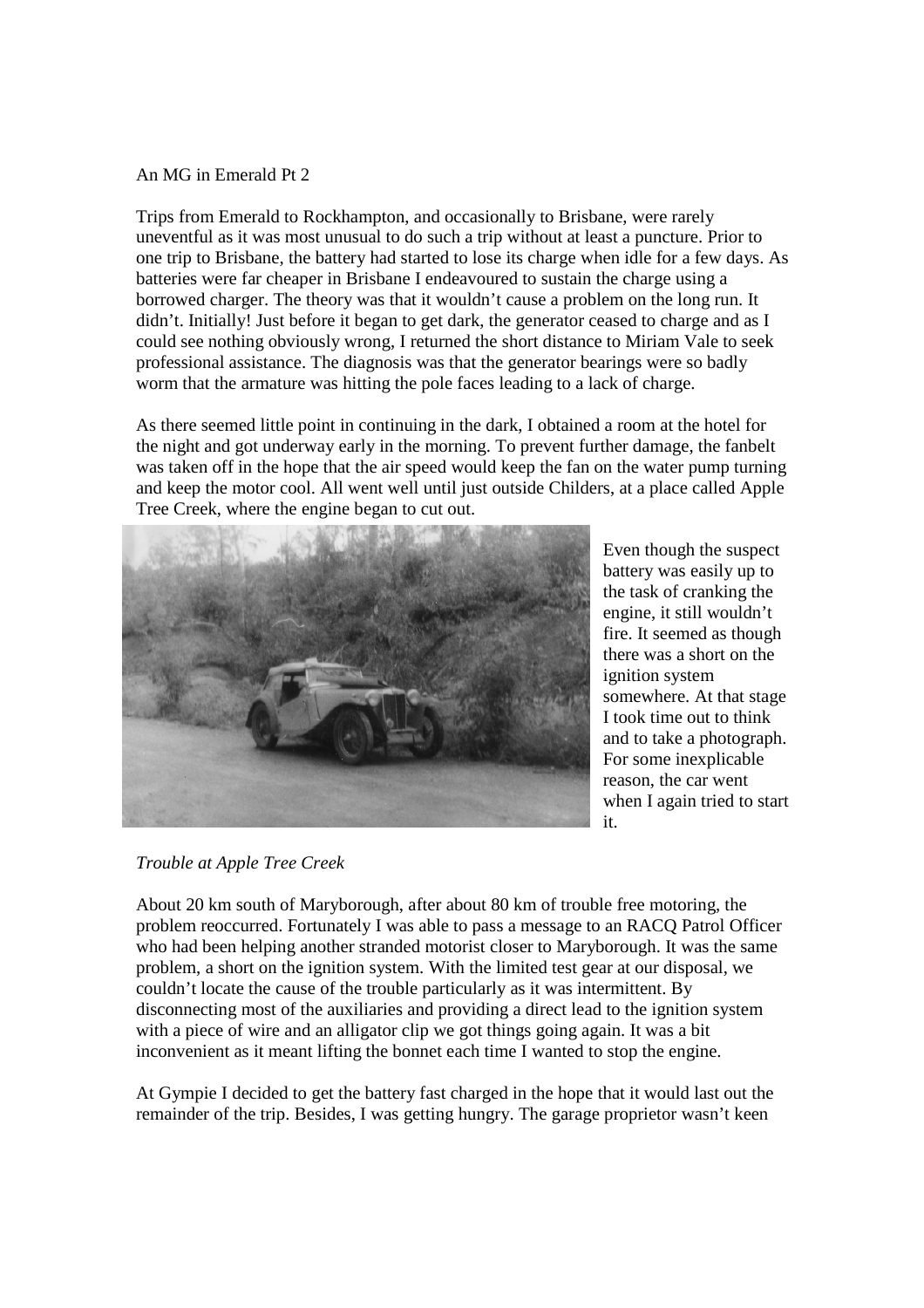An MG in Emerald Pt 2

Trips from Emerald to Rockhampton, and occasionally to Brisbane, were rarely uneventful as it was most unusual to do such a trip without at least a puncture. Prior to one trip to Brisbane, the battery had started to lose its charge when idle for a few days. As batteries were far cheaper in Brisbane I endeavoured to sustain the charge using a borrowed charger. The theory was that it wouldn't cause a problem on the long run. It didn't. Initially! Just before it began to get dark, the generator ceased to charge and as I could see nothing obviously wrong, I returned the short distance to Miriam Vale to seek professional assistance. The diagnosis was that the generator bearings were so badly worm that the armature was hitting the pole faces leading to a lack of charge.

As there seemed little point in continuing in the dark, I obtained a room at the hotel for the night and got underway early in the morning. To prevent further damage, the fanbelt was taken off in the hope that the air speed would keep the fan on the water pump turning and keep the motor cool. All went well until just outside Childers, at a place called Apple Tree Creek, where the engine began to cut out.

Even though the suspect battery was easily up to the task of cranking the engine, it still wouldn't fire. It seemed as though there was a short on the ignition system somewhere. At that stage I took time out to think and to take a photograph. For some inexplicable reason, the car went when I again tried to start it.

*Trouble at Apple Tree Creek*

About 20 km south of Maryborough, after about 80 km of trouble free motoring, the problem reoccurred. Fortunately I was able to pass a message to an RACQ Patrol Officer who had been helping another stranded motorist closer to Maryborough. It was the same problem, a short on the ignition system. With the limited test gear at our disposal, we couldn't locate the cause of the trouble particularly as it was intermittent. By disconnecting most of the auxiliaries and providing a direct lead to the ignition system with a piece of wire and an alligator clip we got things going again. It was a bit inconvenient as it meant lifting the bonnet each time I wanted to stop the engine.

At Gympie I decided to get the battery fast charged in the hope that it would last out the remainder of the trip. Besides, I was getting hungry. The garage proprietor wasn't keen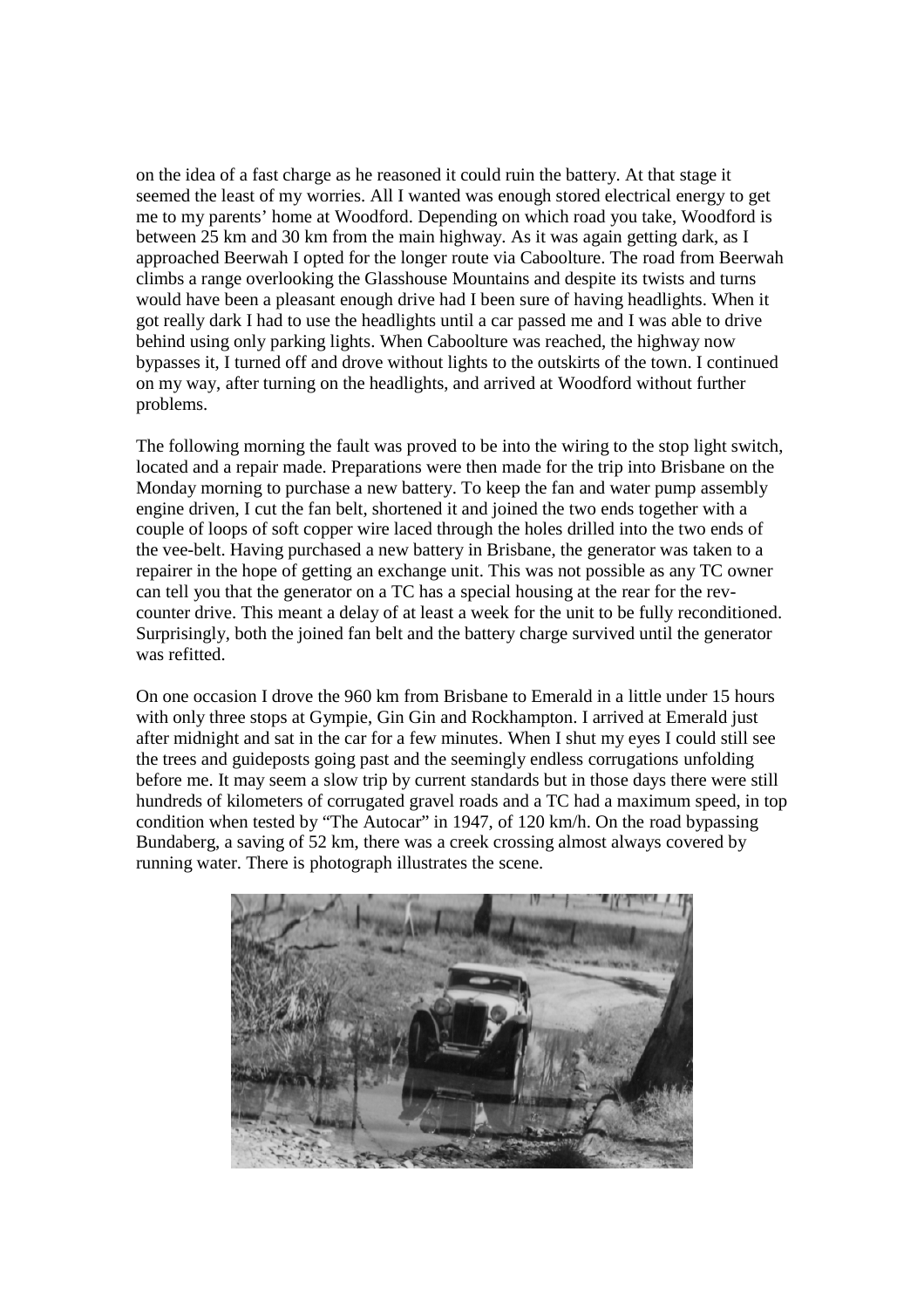on the idea of a fast charge as he reasoned it could ruin the battery. At that stage it seemed the least of my worries. All I wanted was enough stored electrical energy to get me to my parents' home at Woodford. Depending on which road you take, Woodford is between 25 km and 30 km from the main highway. As it was again getting dark, as I approached Beerwah I opted for the longer route via Caboolture. The road from Beerwah climbs a range overlooking the Glasshouse Mountains and despite its twists and turns would have been a pleasant enough drive had I been sure of having headlights. When it got really dark I had to use the headlights until a car passed me and I was able to drive behind using only parking lights. When Caboolture was reached, the highway now bypasses it, I turned off and drove without lights to the outskirts of the town. I continued on my way, after turning on the headlights, and arrived at Woodford without further problems.

The following morning the fault was proved to be into the wiring to the stop light switch, located and a repair made. Preparations were then made for the trip into Brisbane on the Monday morning to purchase a new battery. To keep the fan and water pump assembly engine driven, I cut the fan belt, shortened it and joined the two ends together with a couple of loops of soft copper wire laced through the holes drilled into the two ends of the vee-belt. Having purchased a new battery in Brisbane, the generator was taken to a repairer in the hope of getting an exchange unit. This was not possible as any TC owner can tell you that the generator on a TC has a special housing at the rear for the rev-counter drive. This meant a delay of at least a week for the unit to be fully reconditioned. Surprisingly, both the joined fan belt and the battery charge survived until the generator was refitted.

On one occasion I drove the 960 km from Brisbane to Emerald in a little under 15 hours with only three stops at Gympie, Gin Gin and Rockhampton. I arrived at Emerald just after midnight and sat in the car for a few minutes. When I shut my eyes I could still see the trees and guideposts going past and the seemingly endless corrugations unfolding before me. It may seem a slow trip by current standards but in those days there were still hundreds of kilometers of corrugated gravel roads and a TC had a maximum speed, in top condition when tested by "The Autocar" in 1947, of 120 km/h. On the road bypassing Bundaberg, a saving of 52 km, there was a creek crossing almost always covered by running water. There is photograph illustrates the scene.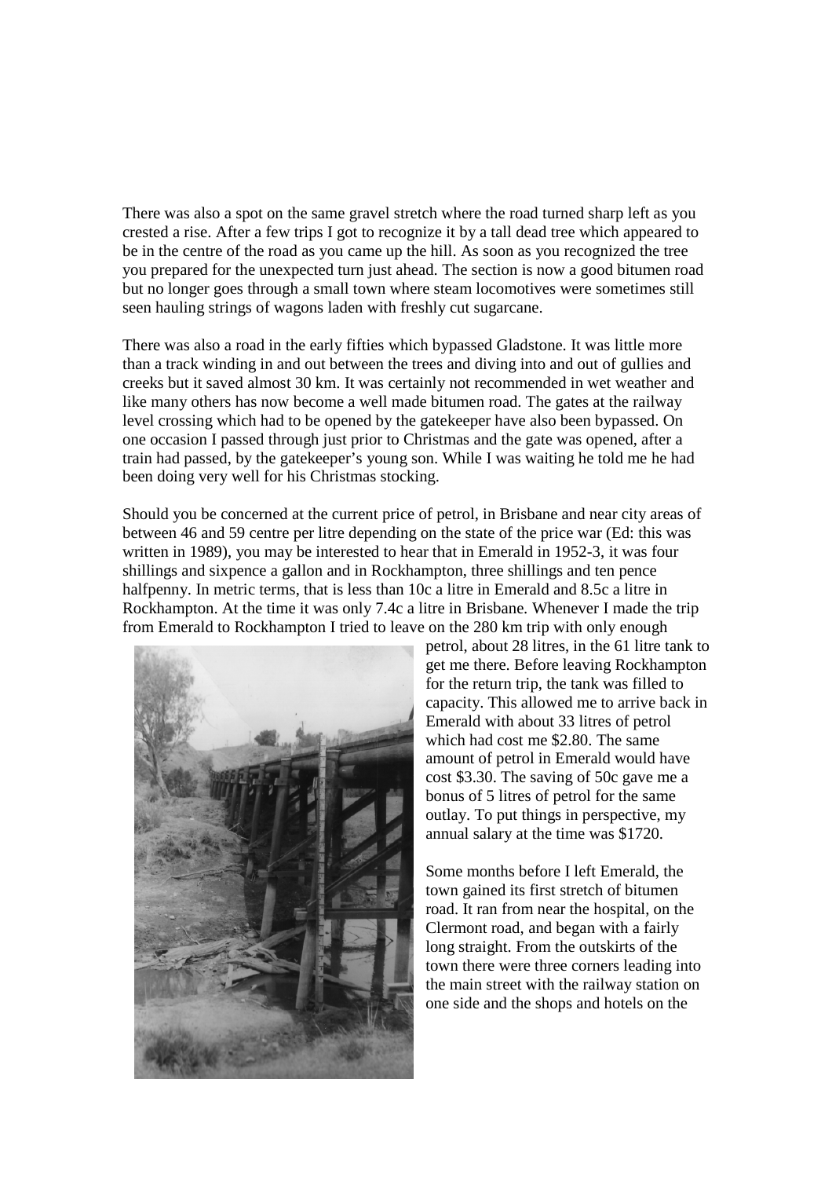There was also a spot on the same gravel stretch where the road turned sharp left as you crested a rise. After a few trips I got to recognize it by a tall dead tree which appeared to be in the centre of the road as you came up the hill. As soon as you recognized the tree you prepared for the unexpected turn just ahead. The section is now a good bitumen road but no longer goes through a small town where steam locomotives were sometimes still seen hauling strings of wagons laden with freshly cut sugarcane.

There was also a road in the early fifties which bypassed Gladstone. It was little more than a track winding in and out between the trees and diving into and out of gullies and creeks but it saved almost 30 km. It was certainly not recommended in wet weather and like many others has now become a well made bitumen road. The gates at the railway level crossing which had to be opened by the gatekeeper have also been bypassed. On one occasion I passed through just prior to Christmas and the gate was opened, after a train had passed, by the gatekeeper's young son. While I was waiting he told me he had been doing very well for his Christmas stocking.

Should you be concerned at the current price of petrol, in Brisbane and near city areas of between 46 and 59 centre per litre depending on the state of the price war (Ed: this was written in 1989), you may be interested to hear that in Emerald in 1952-3, it was four shillings and sixpence a gallon and in Rockhampton, three shillings and ten pence halfpenny. In metric terms, that is less than 10c a litre in Emerald and 8.5c a litre in Rockhampton. At the time it was only 7.4c a litre in Brisbane. Whenever I made the trip from Emerald to Rockhampton I tried to leave on the 280 km trip with only enough petrol, about 28 litres, in the 61 litre tank to get me there. Before leaving Rockhampton for the return trip, the tank was filled to capacity. This allowed me to arrive back in Emerald with about 33 litres of petrol which had cost me $2.80. The same amount of petrol in Emerald would have cost $3.30. The saving of 50c gave me a bonus of 5 litres of petrol for the same outlay. To put things in perspective, my annual salary at the time was $1720.

Some months before I left Emerald, the town gained its first stretch of bitumen road. It ran from near the hospital, on the Clermont road, and began with a fairly long straight. From the outskirts of the town there were three corners leading into the main street with the railway station on one side and the shops and hotels on the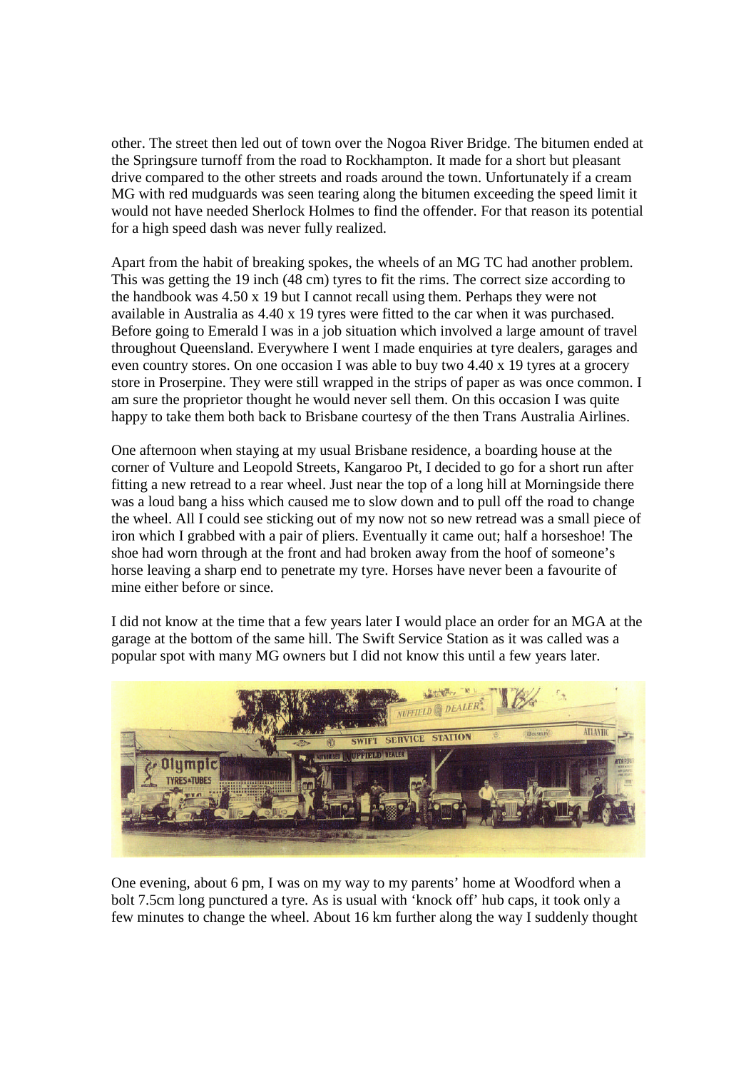other. The street then led out of town over the Nogoa River Bridge. The bitumen ended at the Springsure turnoff from the road to Rockhampton. It made for a short but pleasant drive compared to the other streets and roads around the town. Unfortunately if a cream MG with red mudguards was seen tearing along the bitumen exceeding the speed limit it would not have needed Sherlock Holmes to find the offender. For that reason its potential for a high speed dash was never fully realized.

Apart from the habit of breaking spokes, the wheels of an MG TC had another problem. This was getting the 19 inch (48 cm) tyres to fit the rims. The correct size according to the handbook was 4.50 x 19 but I cannot recall using them. Perhaps they were not available in Australia as 4.40 x 19 tyres were fitted to the car when it was purchased. Before going to Emerald I was in a job situation which involved a large amount of travel throughout Queensland. Everywhere I went I made enquiries at tyre dealers, garages and even country stores. On one occasion I was able to buy two 4.40 x 19 tyres at a grocery store in Proserpine. They were still wrapped in the strips of paper as was once common. I am sure the proprietor thought he would never sell them. On this occasion I was quite happy to take them both back to Brisbane courtesy of the then Trans Australia Airlines.

One afternoon when staying at my usual Brisbane residence, a boarding house at the corner of Vulture and Leopold Streets, Kangaroo Pt, I decided to go for a short run after fitting a new retread to a rear wheel. Just near the top of a long hill at Morningside there was a loud bang a hiss which caused me to slow down and to pull off the road to change the wheel. All I could see sticking out of my now not so new retread was a small piece of iron which I grabbed with a pair of pliers. Eventually it came out; half a horseshoe! The shoe had worn through at the front and had broken away from the hoof of someone's horse leaving a sharp end to penetrate my tyre. Horses have never been a favourite of mine either before or since.

I did not know at the time that a few years later I would place an order for an MGA at the garage at the bottom of the same hill. The Swift Service Station as it was called was a popular spot with many MG owners but I did not know this until a few years later.

One evening, about 6 pm, I was on my way to my parents' home at Woodford when a bolt 7.5cm long punctured a tyre. As is usual with 'knock off' hub caps, it took only a few minutes to change the wheel. About 16 km further along the way I suddenly thought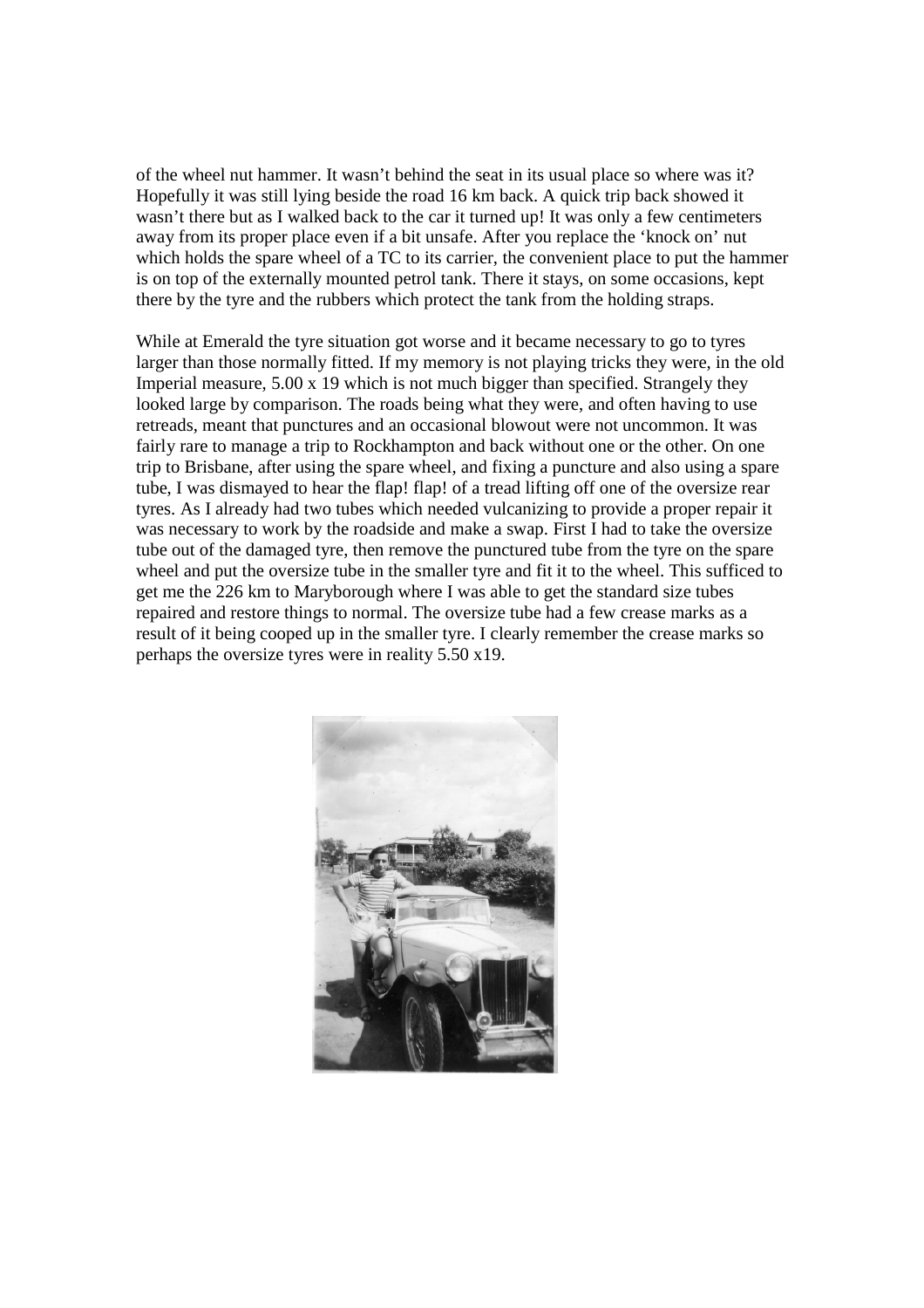of the wheel nut hammer. It wasn't behind the seat in its usual place so where was it? Hopefully it was still lying beside the road 16 km back. A quick trip back showed it wasn't there but as I walked back to the car it turned up! It was only a few centimeters away from its proper place even if a bit unsafe. After you replace the 'knock on' nut which holds the spare wheel of a TC to its carrier, the convenient place to put the hammer is on top of the externally mounted petrol tank. There it stays, on some occasions, kept there by the tyre and the rubbers which protect the tank from the holding straps.

While at Emerald the tyre situation got worse and it became necessary to go to tyres larger than those normally fitted. If my memory is not playing tricks they were, in the old Imperial measure, 5.00 x 19 which is not much bigger than specified. Strangely they looked large by comparison. The roads being what they were, and often having to use retreads, meant that punctures and an occasional blowout were not uncommon. It was fairly rare to manage a trip to Rockhampton and back without one or the other. On one trip to Brisbane, after using the spare wheel, and fixing a puncture and also using a spare tube, I was dismayed to hear the flap! flap! of a tread lifting off one of the oversize rear tyres. As I already had two tubes which needed vulcanizing to provide a proper repair it was necessary to work by the roadside and make a swap. First I had to take the oversize tube out of the damaged tyre, then remove the punctured tube from the tyre on the spare wheel and put the oversize tube in the smaller tyre and fit it to the wheel. This sufficed to get me the 226 km to Maryborough where I was able to get the standard size tubes repaired and restore things to normal. The oversize tube had a few crease marks as a result of it being cooped up in the smaller tyre. I clearly remember the crease marks so perhaps the oversize tyres were in reality 5.50 x19.